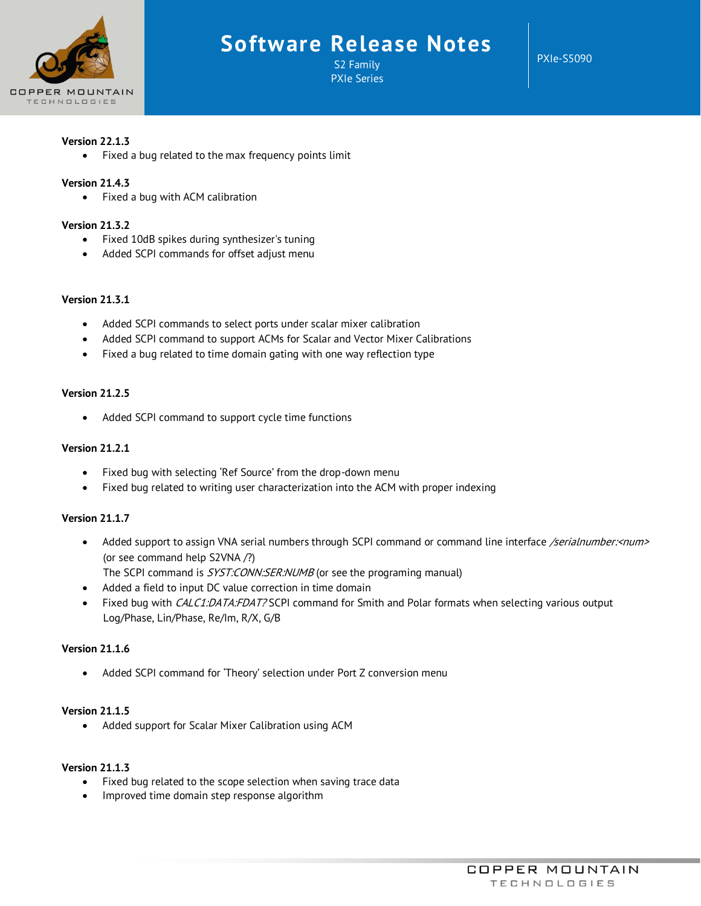# Software Release Notes

S2 Family
PXIe Series

PXIe-S5090

**Version 22.1.3**

- Fixed a bug related to the max frequency points limit

**Version 21.4.3**

- Fixed a bug with ACM calibration

**Version 21.3.2**

- Fixed 10dB spikes during synthesizer's tuning
- Added SCPI commands for offset adjust menu

**Version 21.3.1**

- Added SCPI commands to select ports under scalar mixer calibration
- Added SCPI command to support ACMs for Scalar and Vector Mixer Calibrations
- Fixed a bug related to time domain gating with one way reflection type

**Version 21.2.5**

- Added SCPI command to support cycle time functions

**Version 21.2.1**

- Fixed bug with selecting 'Ref Source' from the drop-down menu
- Fixed bug related to writing user characterization into the ACM with proper indexing

**Version 21.1.7**

- Added support to assign VNA serial numbers through SCPI command or command line interface */serialnumber:<num>* (or see command help S2VNA /?)
  The SCPI command is *SYST:CONN:SER:NUMB* (or see the programing manual)
- Added a field to input DC value correction in time domain
- Fixed bug with *CALC1:DATA:FDAT?* SCPI command for Smith and Polar formats when selecting various output Log/Phase, Lin/Phase, Re/Im, R/X, G/B

**Version 21.1.6**

- Added SCPI command for 'Theory' selection under Port Z conversion menu

**Version 21.1.5**

- Added support for Scalar Mixer Calibration using ACM

**Version 21.1.3**

- Fixed bug related to the scope selection when saving trace data
- Improved time domain step response algorithm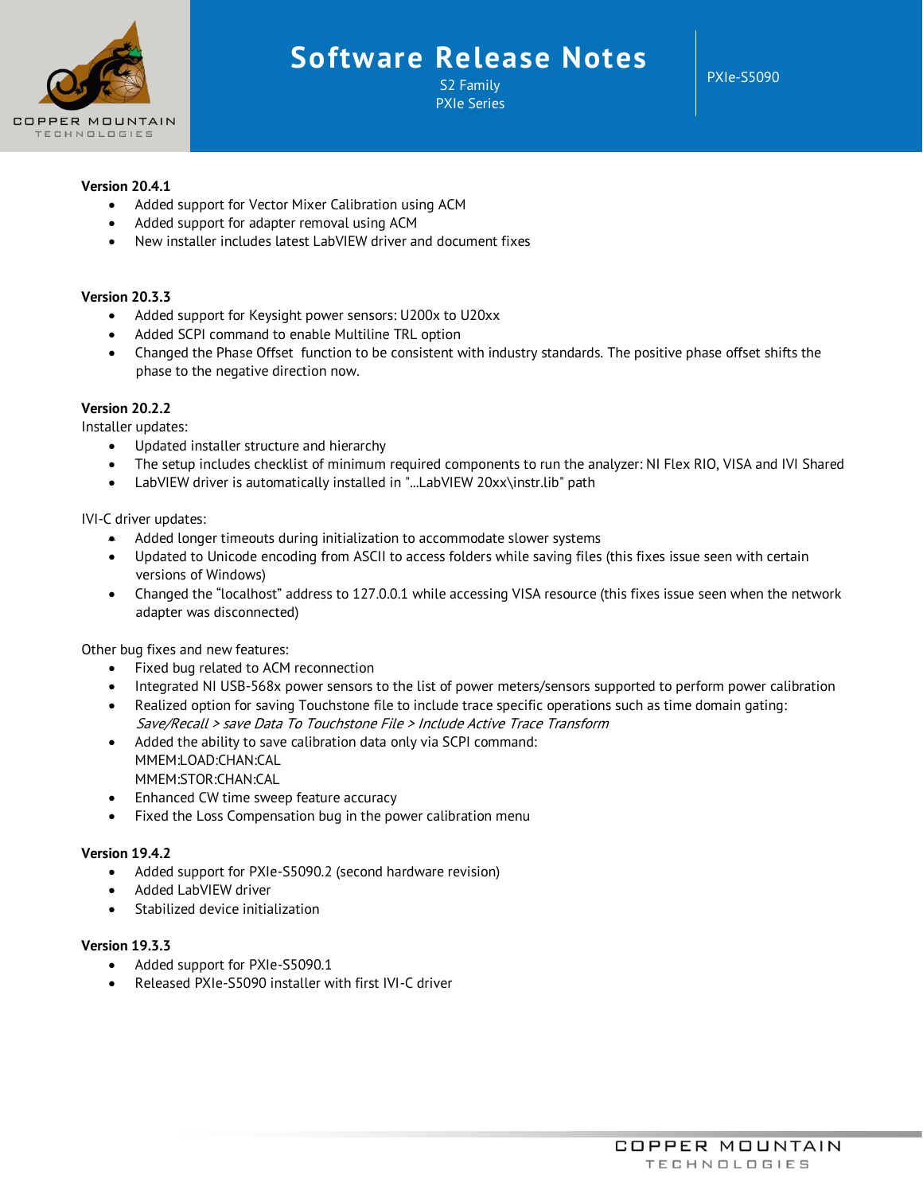# Software Release Notes

S2 Family
PXIe Series

PXIe-S5090

**Version 20.4.1**

- Added support for Vector Mixer Calibration using ACM
- Added support for adapter removal using ACM
- New installer includes latest LabVIEW driver and document fixes

**Version 20.3.3**

- Added support for Keysight power sensors: U200x to U20xx
- Added SCPI command to enable Multiline TRL option
- Changed the Phase Offset function to be consistent with industry standards. The positive phase offset shifts the phase to the negative direction now.

**Version 20.2.2**

Installer updates:

- Updated installer structure and hierarchy
- The setup includes checklist of minimum required components to run the analyzer: NI Flex RIO, VISA and IVI Shared
- LabVIEW driver is automatically installed in "...LabVIEW 20xx\instr.lib" path

IVI-C driver updates:

- Added longer timeouts during initialization to accommodate slower systems
- Updated to Unicode encoding from ASCII to access folders while saving files (this fixes issue seen with certain versions of Windows)
- Changed the "localhost" address to 127.0.0.1 while accessing VISA resource (this fixes issue seen when the network adapter was disconnected)

Other bug fixes and new features:

- Fixed bug related to ACM reconnection
- Integrated NI USB-568x power sensors to the list of power meters/sensors supported to perform power calibration
- Realized option for saving Touchstone file to include trace specific operations such as time domain gating: *Save/Recall > save Data To Touchstone File > Include Active Trace Transform*
- Added the ability to save calibration data only via SCPI command:
  MMEM:LOAD:CHAN:CAL
  MMEM:STOR:CHAN:CAL
- Enhanced CW time sweep feature accuracy
- Fixed the Loss Compensation bug in the power calibration menu

**Version 19.4.2**

- Added support for PXIe-S5090.2 (second hardware revision)
- Added LabVIEW driver
- Stabilized device initialization

**Version 19.3.3**

- Added support for PXIe-S5090.1
- Released PXIe-S5090 installer with first IVI-C driver